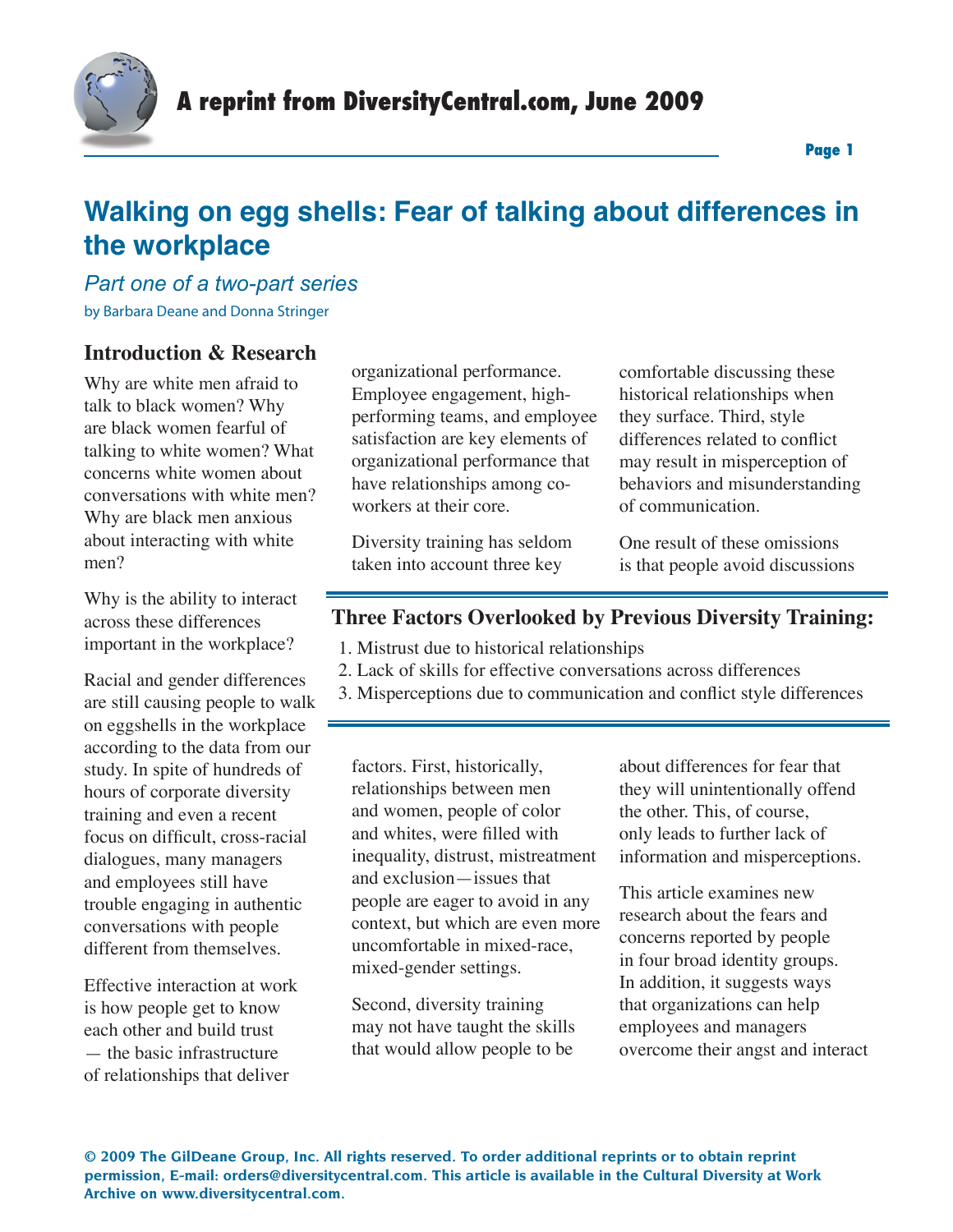A reprint from DiversityCentral.com, June 2009

# Walking on egg shells: Fear of talking about differences in the workplace

*Part one of a two-part series*

by Barbara Deane and Donna Stringer

## Introduction & Research

Why are white men afraid to talk to black women? Why are black women fearful of talking to white women? What concerns white women about conversations with white men? Why are black men anxious about interacting with white men?

Why is the ability to interact across these differences important in the workplace?

Racial and gender differences are still causing people to walk on eggshells in the workplace according to the data from our study. In spite of hundreds of hours of corporate diversity training and even a recent focus on difficult, cross-racial dialogues, many managers and employees still have trouble engaging in authentic conversations with people different from themselves.

Effective interaction at work is how people get to know each other and build trust — the basic infrastructure of relationships that deliver organizational performance. Employee engagement, high-performing teams, and employee satisfaction are key elements of organizational performance that have relationships among co-workers at their core.

Diversity training has seldom taken into account three key factors. First, historically, relationships between men and women, people of color and whites, were filled with inequality, distrust, mistreatment and exclusion—issues that people are eager to avoid in any context, but which are even more uncomfortable in mixed-race, mixed-gender settings.

Second, diversity training may not have taught the skills that would allow people to be comfortable discussing these historical relationships when they surface. Third, style differences related to conflict may result in misperception of behaviors and misunderstanding of communication.

One result of these omissions is that people avoid discussions about differences for fear that they will unintentionally offend the other. This, of course, only leads to further lack of information and misperceptions.

This article examines new research about the fears and concerns reported by people in four broad identity groups. In addition, it suggests ways that organizations can help employees and managers overcome their angst and interact

### Three Factors Overlooked by Previous Diversity Training:

1. Mistrust due to historical relationships
2. Lack of skills for effective conversations across differences
3. Misperceptions due to communication and conflict style differences

© 2009 The GilDeane Group, Inc. All rights reserved. To order additional reprints or to obtain reprint permission, E-mail: orders@diversitycentral.com. This article is available in the Cultural Diversity at Work Archive on www.diversitycentral.com.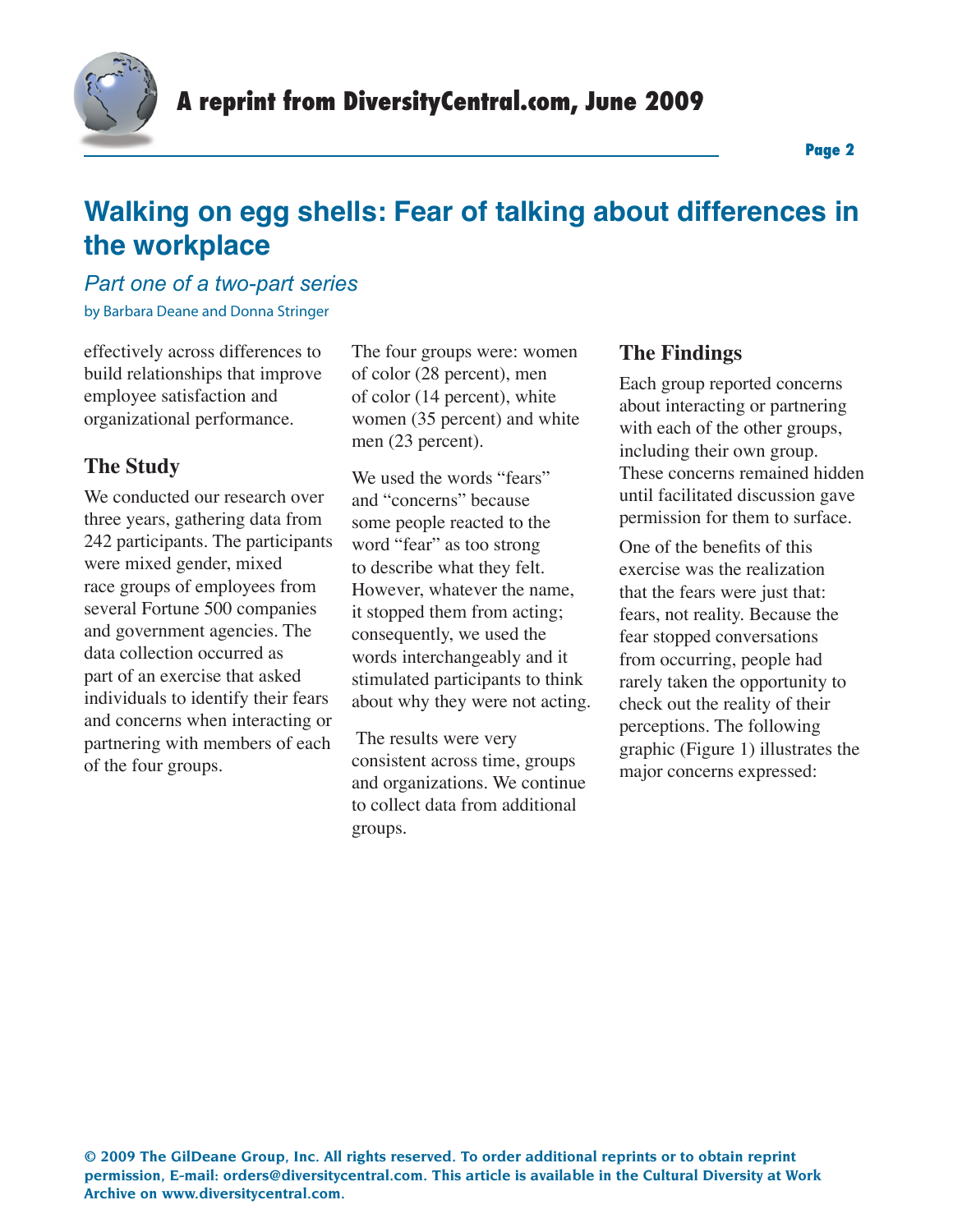effectively across differences to build relationships that improve employee satisfaction and organizational performance.

## The Study

We conducted our research over three years, gathering data from 242 participants. The participants were mixed gender, mixed race groups of employees from several Fortune 500 companies and government agencies. The data collection occurred as part of an exercise that asked individuals to identify their fears and concerns when interacting or partnering with members of each of the four groups.

The four groups were: women of color (28 percent), men of color (14 percent), white women (35 percent) and white men (23 percent).

We used the words "fears" and "concerns" because some people reacted to the word "fear" as too strong to describe what they felt. However, whatever the name, it stopped them from acting; consequently, we used the words interchangeably and it stimulated participants to think about why they were not acting.

The results were very consistent across time, groups and organizations. We continue to collect data from additional groups.

## The Findings

Each group reported concerns about interacting or partnering with each of the other groups, including their own group. These concerns remained hidden until facilitated discussion gave permission for them to surface.

One of the benefits of this exercise was the realization that the fears were just that: fears, not reality. Because the fear stopped conversations from occurring, people had rarely taken the opportunity to check out the reality of their perceptions. The following graphic (Figure 1) illustrates the major concerns expressed: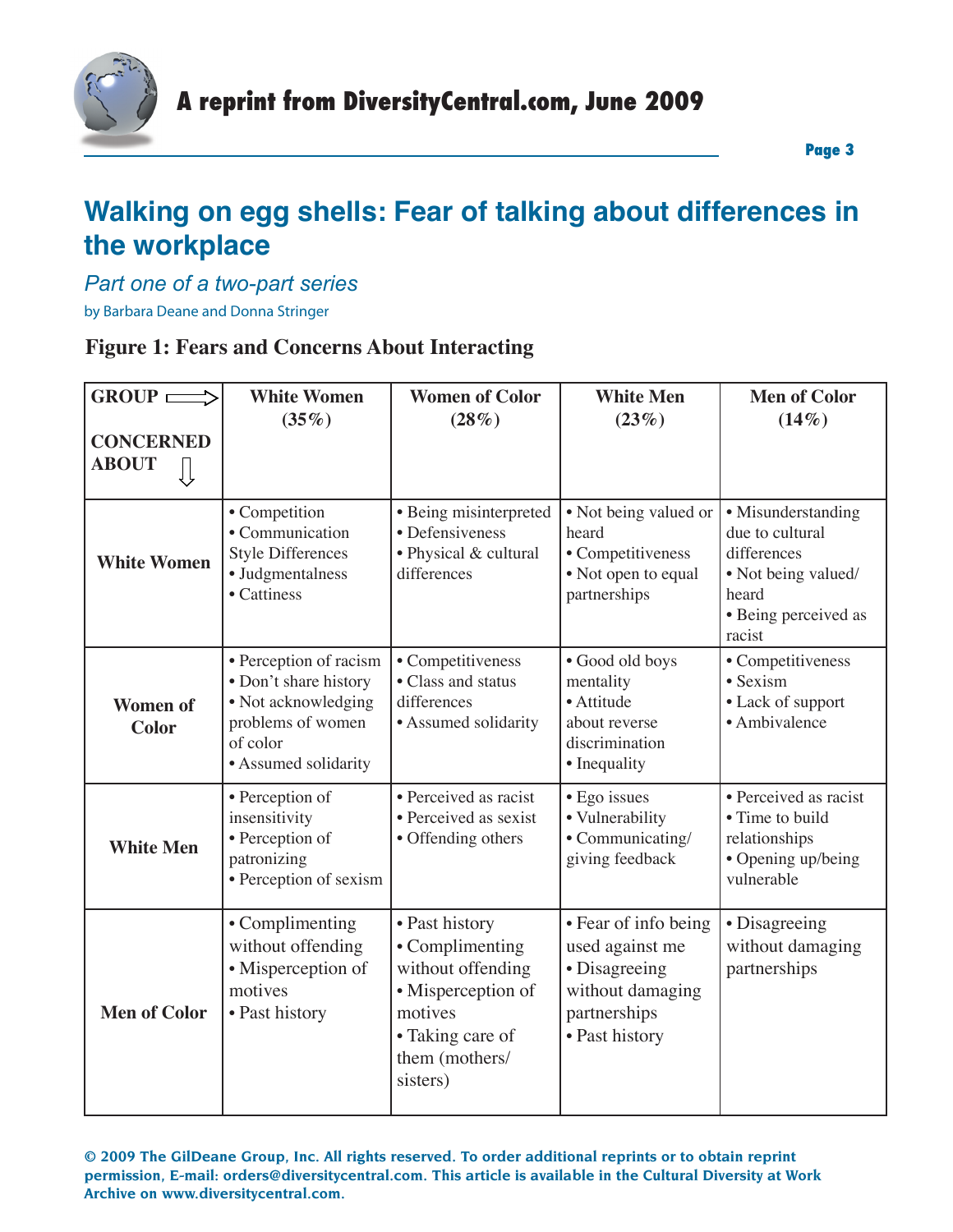# Walking on egg shells: Fear of talking about differences in the workplace

*Part one of a two-part series*

by Barbara Deane and Donna Stringer

**Figure 1: Fears and Concerns About Interacting**

| GROUP ⟹ CONCERNED ABOUT ⇓ | White Women (35%) | Women of Color (28%) | White Men (23%) | Men of Color (14%) |
|---|---|---|---|---|
| **White Women** | • Competition • Communication Style Differences • Judgmentalness • Cattiness | • Being misinterpreted • Defensiveness • Physical & cultural differences | • Not being valued or heard • Competitiveness • Not open to equal partnerships | • Misunderstanding due to cultural differences • Not being valued/ heard • Being perceived as racist |
| **Women of Color** | • Perception of racism • Don't share history • Not acknowledging problems of women of color • Assumed solidarity | • Competitiveness • Class and status differences • Assumed solidarity | • Good old boys mentality • Attitude about reverse discrimination • Inequality | • Competitiveness • Sexism • Lack of support • Ambivalence |
| **White Men** | • Perception of insensitivity • Perception of patronizing • Perception of sexism | • Perceived as racist • Perceived as sexist • Offending others | • Ego issues • Vulnerability • Communicating/ giving feedback | • Perceived as racist • Time to build relationships • Opening up/being vulnerable |
| **Men of Color** | • Complimenting without offending • Misperception of motives • Past history | • Past history • Complimenting without offending • Misperception of motives • Taking care of them (mothers/ sisters) | • Fear of info being used against me • Disagreeing without damaging partnerships • Past history | • Disagreeing without damaging partnerships |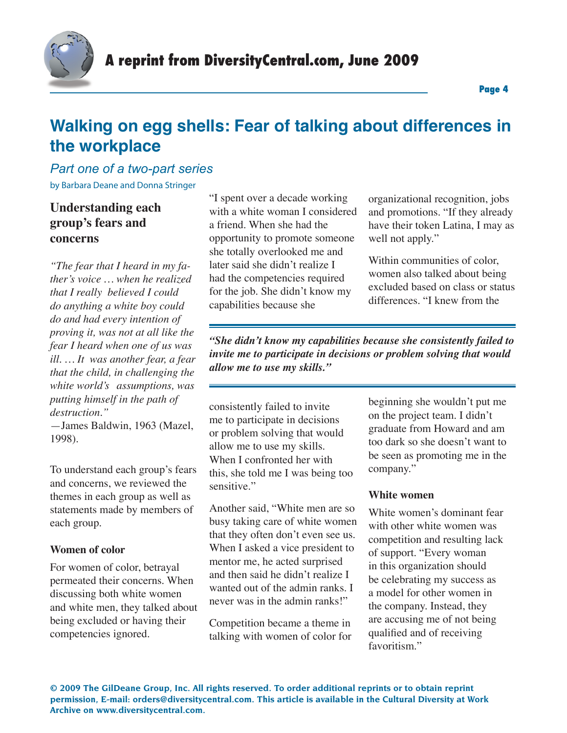# Walking on egg shells: Fear of talking about differences in the workplace

*Part one of a two-part series*

by Barbara Deane and Donna Stringer

## Understanding each group's fears and concerns

*"The fear that I heard in my father's voice … when he realized that I really believed I could do anything a white boy could do and had every intention of proving it, was not at all like the fear I heard when one of us was ill. … It was another fear, a fear that the child, in challenging the white world's assumptions, was putting himself in the path of destruction."*
—James Baldwin, 1963 (Mazel, 1998).

To understand each group's fears and concerns, we reviewed the themes in each group as well as statements made by members of each group.

### Women of color

For women of color, betrayal permeated their concerns. When discussing both white women and white men, they talked about being excluded or having their competencies ignored.

"I spent over a decade working with a white woman I considered a friend. When she had the opportunity to promote someone she totally overlooked me and later said she didn't realize I had the competencies required for the job. She didn't know my capabilities because she consistently failed to invite me to participate in decisions or problem solving that would allow me to use my skills. When I confronted her with this, she told me I was being too sensitive."

> ***"She didn't know my capabilities because she consistently failed to invite me to participate in decisions or problem solving that would allow me to use my skills."***

Another said, "White men are so busy taking care of white women that they often don't even see us. When I asked a vice president to mentor me, he acted surprised and then said he didn't realize I wanted out of the admin ranks. I never was in the admin ranks!"

Competition became a theme in talking with women of color for organizational recognition, jobs and promotions. "If they already have their token Latina, I may as well not apply."

Within communities of color, women also talked about being excluded based on class or status differences. "I knew from the beginning she wouldn't put me on the project team. I didn't graduate from Howard and am too dark so she doesn't want to be seen as promoting me in the company."

### White women

White women's dominant fear with other white women was competition and resulting lack of support. "Every woman in this organization should be celebrating my success as a model for other women in the company. Instead, they are accusing me of not being qualified and of receiving favoritism."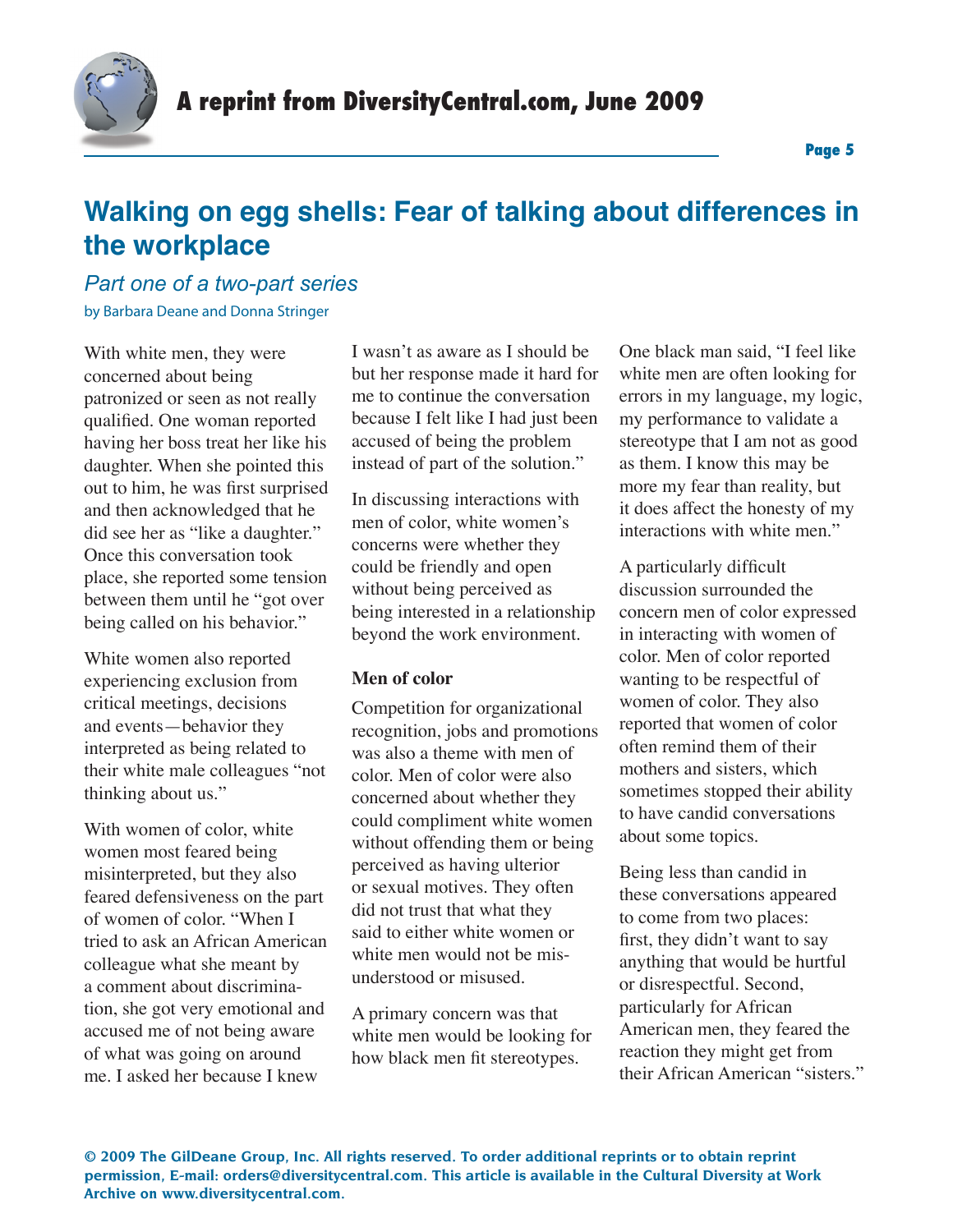# Walking on egg shells: Fear of talking about differences in the workplace

*Part one of a two-part series*

by Barbara Deane and Donna Stringer

With white men, they were concerned about being patronized or seen as not really qualified. One woman reported having her boss treat her like his daughter. When she pointed this out to him, he was first surprised and then acknowledged that he did see her as "like a daughter." Once this conversation took place, she reported some tension between them until he "got over being called on his behavior."

White women also reported experiencing exclusion from critical meetings, decisions and events—behavior they interpreted as being related to their white male colleagues "not thinking about us."

With women of color, white women most feared being misinterpreted, but they also feared defensiveness on the part of women of color. "When I tried to ask an African American colleague what she meant by a comment about discrimination, she got very emotional and accused me of not being aware of what was going on around me. I asked her because I knew I wasn't as aware as I should be but her response made it hard for me to continue the conversation because I felt like I had just been accused of being the problem instead of part of the solution."

In discussing interactions with men of color, white women's concerns were whether they could be friendly and open without being perceived as being interested in a relationship beyond the work environment.

**Men of color**

Competition for organizational recognition, jobs and promotions was also a theme with men of color. Men of color were also concerned about whether they could compliment white women without offending them or being perceived as having ulterior or sexual motives. They often did not trust that what they said to either white women or white men would not be misunderstood or misused.

A primary concern was that white men would be looking for how black men fit stereotypes. One black man said, "I feel like white men are often looking for errors in my language, my logic, my performance to validate a stereotype that I am not as good as them. I know this may be more my fear than reality, but it does affect the honesty of my interactions with white men."

A particularly difficult discussion surrounded the concern men of color expressed in interacting with women of color. Men of color reported wanting to be respectful of women of color. They also reported that women of color often remind them of their mothers and sisters, which sometimes stopped their ability to have candid conversations about some topics.

Being less than candid in these conversations appeared to come from two places: first, they didn't want to say anything that would be hurtful or disrespectful. Second, particularly for African American men, they feared the reaction they might get from their African American "sisters."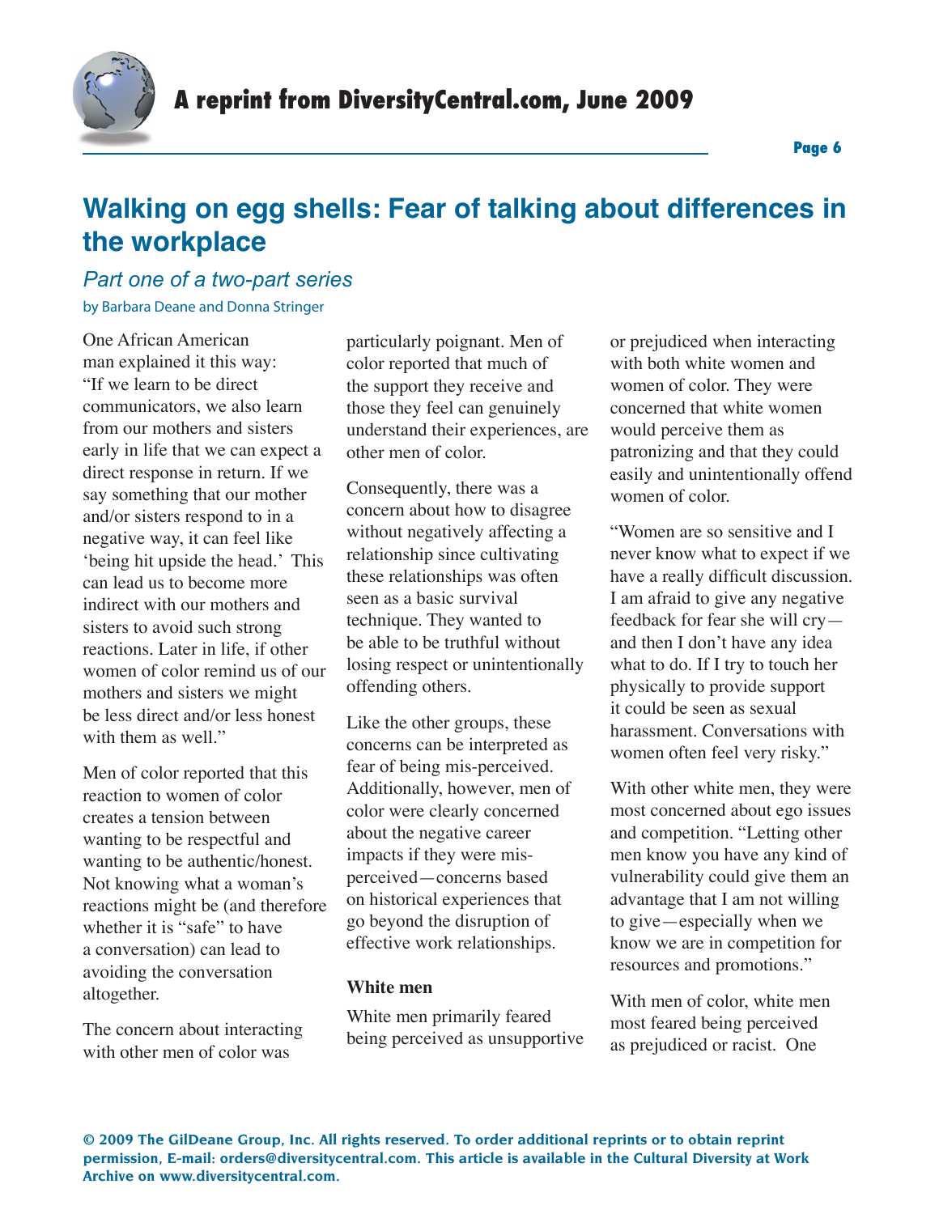# Walking on egg shells: Fear of talking about differences in the workplace

*Part one of a two-part series*

by Barbara Deane and Donna Stringer

One African American man explained it this way: "If we learn to be direct communicators, we also learn from our mothers and sisters early in life that we can expect a direct response in return. If we say something that our mother and/or sisters respond to in a negative way, it can feel like 'being hit upside the head.' This can lead us to become more indirect with our mothers and sisters to avoid such strong reactions. Later in life, if other women of color remind us of our mothers and sisters we might be less direct and/or less honest with them as well."

Men of color reported that this reaction to women of color creates a tension between wanting to be respectful and wanting to be authentic/honest. Not knowing what a woman's reactions might be (and therefore whether it is "safe" to have a conversation) can lead to avoiding the conversation altogether.

The concern about interacting with other men of color was particularly poignant. Men of color reported that much of the support they receive and those they feel can genuinely understand their experiences, are other men of color.

Consequently, there was a concern about how to disagree without negatively affecting a relationship since cultivating these relationships was often seen as a basic survival technique. They wanted to be able to be truthful without losing respect or unintentionally offending others.

Like the other groups, these concerns can be interpreted as fear of being mis-perceived. Additionally, however, men of color were clearly concerned about the negative career impacts if they were mis-perceived—concerns based on historical experiences that go beyond the disruption of effective work relationships.

### White men

White men primarily feared being perceived as unsupportive or prejudiced when interacting with both white women and women of color. They were concerned that white women would perceive them as patronizing and that they could easily and unintentionally offend women of color.

"Women are so sensitive and I never know what to expect if we have a really difficult discussion. I am afraid to give any negative feedback for fear she will cry—and then I don't have any idea what to do. If I try to touch her physically to provide support it could be seen as sexual harassment. Conversations with women often feel very risky."

With other white men, they were most concerned about ego issues and competition. "Letting other men know you have any kind of vulnerability could give them an advantage that I am not willing to give—especially when we know we are in competition for resources and promotions."

With men of color, white men most feared being perceived as prejudiced or racist. One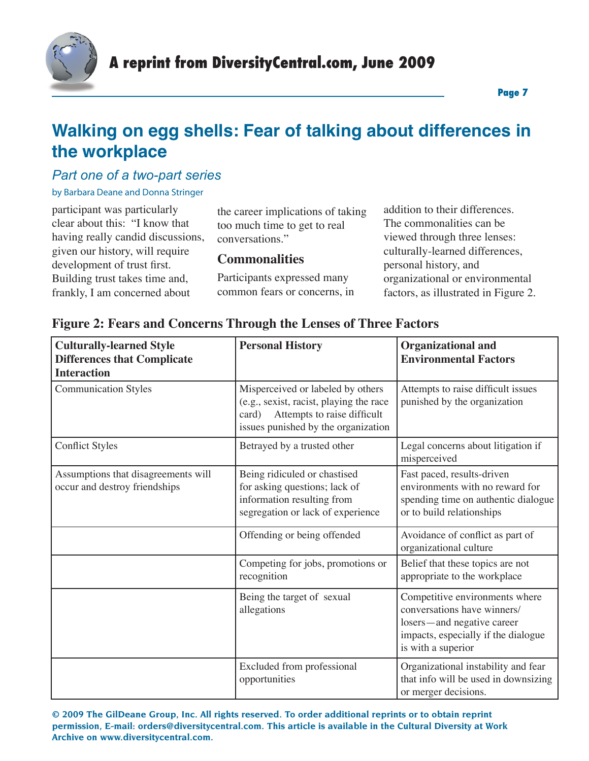# Walking on egg shells: Fear of talking about differences in the workplace

*Part one of a two-part series*

by Barbara Deane and Donna Stringer

participant was particularly clear about this: "I know that having really candid discussions, given our history, will require development of trust first. Building trust takes time and, frankly, I am concerned about the career implications of taking too much time to get to real conversations."

## Commonalities

Participants expressed many common fears or concerns, in addition to their differences. The commonalities can be viewed through three lenses: culturally-learned differences, personal history, and organizational or environmental factors, as illustrated in Figure 2.

**Figure 2: Fears and Concerns Through the Lenses of Three Factors**

| Culturally-learned Style Differences that Complicate Interaction | Personal History | Organizational and Environmental Factors |
|---|---|---|
| Communication Styles | Misperceived or labeled by others (e.g., sexist, racist, playing the race card) Attempts to raise difficult issues punished by the organization | Attempts to raise difficult issues punished by the organization |
| Conflict Styles | Betrayed by a trusted other | Legal concerns about litigation if misperceived |
| Assumptions that disagreements will occur and destroy friendships | Being ridiculed or chastised for asking questions; lack of information resulting from segregation or lack of experience | Fast paced, results-driven environments with no reward for spending time on authentic dialogue or to build relationships |
| | Offending or being offended | Avoidance of conflict as part of organizational culture |
| | Competing for jobs, promotions or recognition | Belief that these topics are not appropriate to the workplace |
| | Being the target of sexual allegations | Competitive environments where conversations have winners/losers—and negative career impacts, especially if the dialogue is with a superior |
| | Excluded from professional opportunities | Organizational instability and fear that info will be used in downsizing or merger decisions. |

**© 2009 The GilDeane Group, Inc. All rights reserved. To order additional reprints or to obtain reprint permission, E-mail: orders@diversitycentral.com. This article is available in the Cultural Diversity at Work Archive on www.diversitycentral.com.**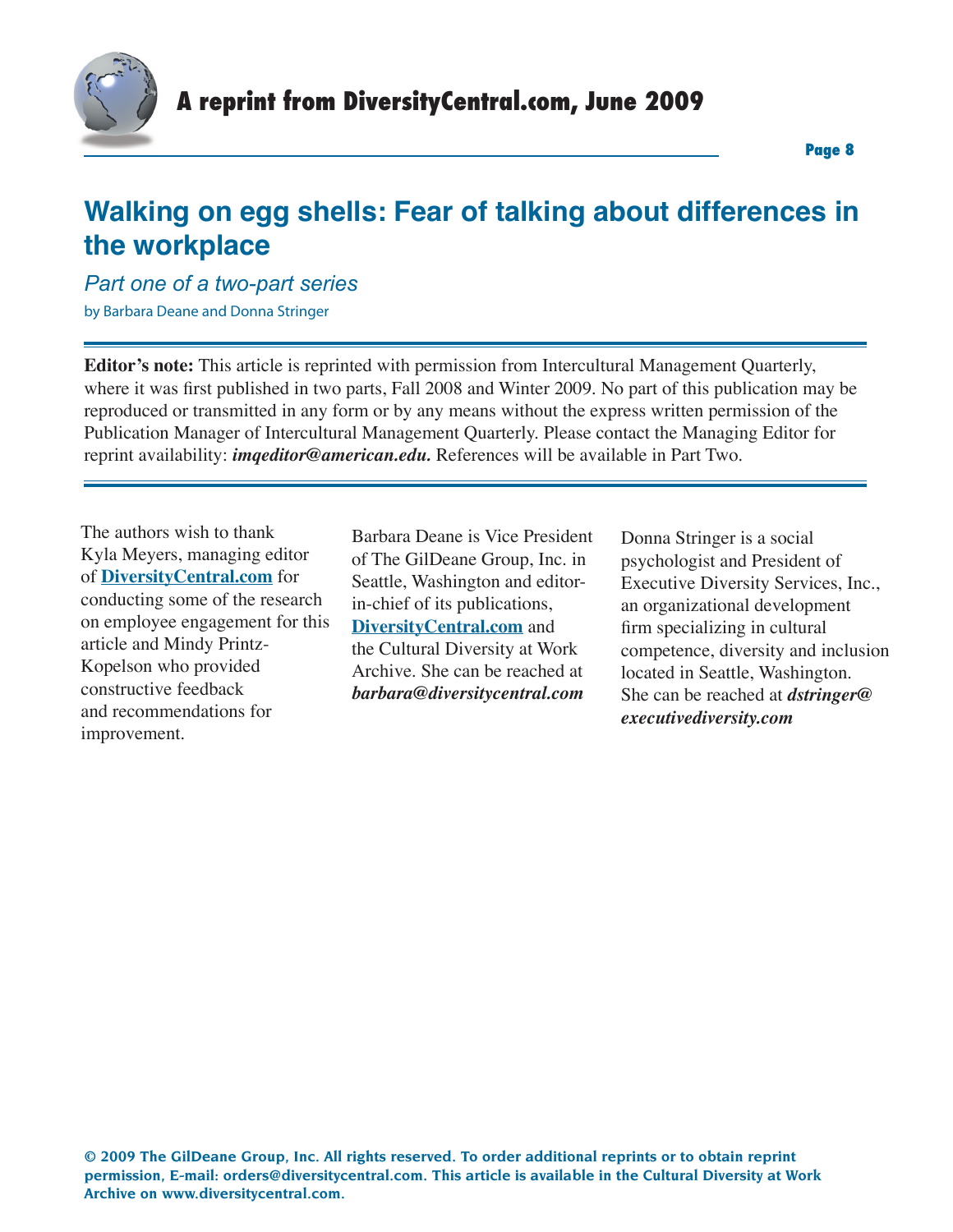# Walking on egg shells: Fear of talking about differences in the workplace

*Part one of a two-part series*

by Barbara Deane and Donna Stringer

**Editor's note:** This article is reprinted with permission from Intercultural Management Quarterly, where it was first published in two parts, Fall 2008 and Winter 2009. No part of this publication may be reproduced or transmitted in any form or by any means without the express written permission of the Publication Manager of Intercultural Management Quarterly. Please contact the Managing Editor for reprint availability: ***imqeditor@american.edu.*** References will be available in Part Two.

The authors wish to thank Kyla Meyers, managing editor of **DiversityCentral.com** for conducting some of the research on employee engagement for this article and Mindy Printz-Kopelson who provided constructive feedback and recommendations for improvement.

Barbara Deane is Vice President of The GilDeane Group, Inc. in Seattle, Washington and editor-in-chief of its publications, **DiversityCentral.com** and the Cultural Diversity at Work Archive. She can be reached at ***barbara@diversitycentral.com***

Donna Stringer is a social psychologist and President of Executive Diversity Services, Inc., an organizational development firm specializing in cultural competence, diversity and inclusion located in Seattle, Washington. She can be reached at ***dstringer@executivediversity.com***

**© 2009 The GilDeane Group, Inc. All rights reserved. To order additional reprints or to obtain reprint permission, E-mail: orders@diversitycentral.com. This article is available in the Cultural Diversity at Work Archive on www.diversitycentral.com.**